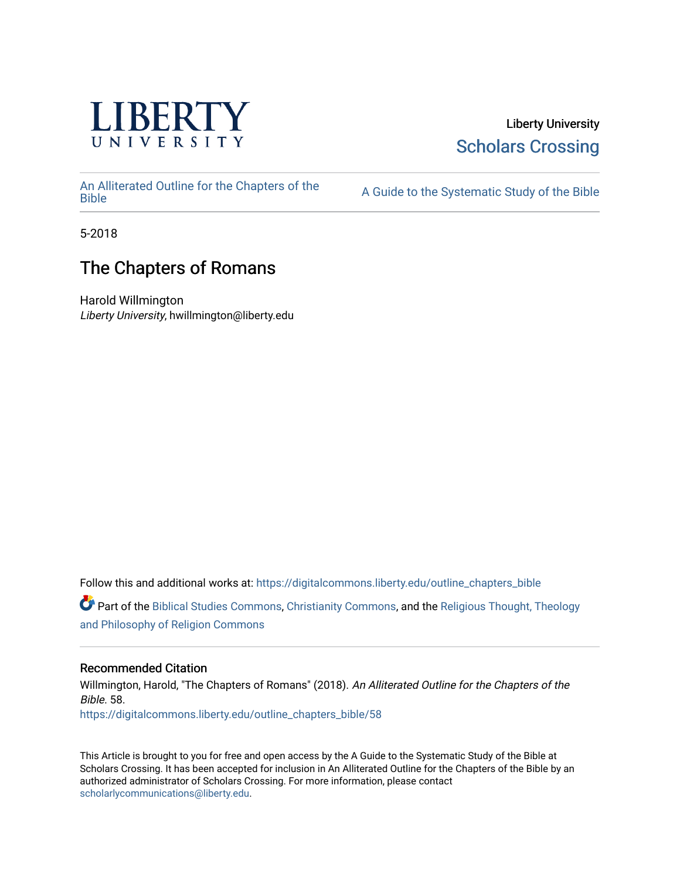LIBERTY UNIVERSITY

Liberty University
Scholars Crossing

An Alliterated Outline for the Chapters of the Bible

A Guide to the Systematic Study of the Bible

5-2018

# The Chapters of Romans

Harold Willmington
*Liberty University*, hwillmington@liberty.edu

Follow this and additional works at: https://digitalcommons.liberty.edu/outline_chapters_bible

Part of the Biblical Studies Commons, Christianity Commons, and the Religious Thought, Theology and Philosophy of Religion Commons

## Recommended Citation

Willmington, Harold, "The Chapters of Romans" (2018). *An Alliterated Outline for the Chapters of the Bible*. 58.
https://digitalcommons.liberty.edu/outline_chapters_bible/58

This Article is brought to you for free and open access by the A Guide to the Systematic Study of the Bible at Scholars Crossing. It has been accepted for inclusion in An Alliterated Outline for the Chapters of the Bible by an authorized administrator of Scholars Crossing. For more information, please contact scholarlycommunications@liberty.edu.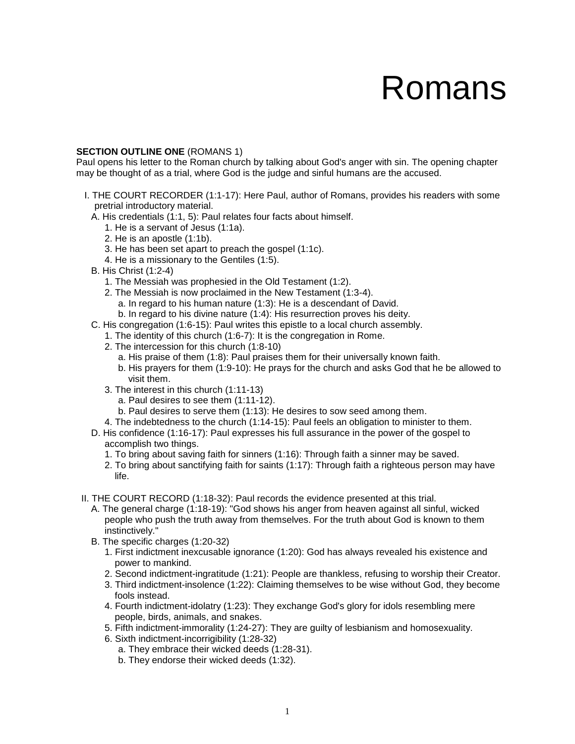# Romans

**SECTION OUTLINE ONE** (ROMANS 1)
Paul opens his letter to the Roman church by talking about God's anger with sin. The opening chapter may be thought of as a trial, where God is the judge and sinful humans are the accused.

- I. THE COURT RECORDER (1:1-17): Here Paul, author of Romans, provides his readers with some pretrial introductory material.
  - A. His credentials (1:1, 5): Paul relates four facts about himself.
    1. He is a servant of Jesus (1:1a).
    2. He is an apostle (1:1b).
    3. He has been set apart to preach the gospel (1:1c).
    4. He is a missionary to the Gentiles (1:5).
  - B. His Christ (1:2-4)
    1. The Messiah was prophesied in the Old Testament (1:2).
    2. The Messiah is now proclaimed in the New Testament (1:3-4).
       - a. In regard to his human nature (1:3): He is a descendant of David.
       - b. In regard to his divine nature (1:4): His resurrection proves his deity.
  - C. His congregation (1:6-15): Paul writes this epistle to a local church assembly.
    1. The identity of this church (1:6-7): It is the congregation in Rome.
    2. The intercession for this church (1:8-10)
       - a. His praise of them (1:8): Paul praises them for their universally known faith.
       - b. His prayers for them (1:9-10): He prays for the church and asks God that he be allowed to visit them.
    3. The interest in this church (1:11-13)
       - a. Paul desires to see them (1:11-12).
       - b. Paul desires to serve them (1:13): He desires to sow seed among them.
    4. The indebtedness to the church (1:14-15): Paul feels an obligation to minister to them.
  - D. His confidence (1:16-17): Paul expresses his full assurance in the power of the gospel to accomplish two things.
    1. To bring about saving faith for sinners (1:16): Through faith a sinner may be saved.
    2. To bring about sanctifying faith for saints (1:17): Through faith a righteous person may have life.

- II. THE COURT RECORD (1:18-32): Paul records the evidence presented at this trial.
  - A. The general charge (1:18-19): "God shows his anger from heaven against all sinful, wicked people who push the truth away from themselves. For the truth about God is known to them instinctively."
  - B. The specific charges (1:20-32)
    1. First indictment inexcusable ignorance (1:20): God has always revealed his existence and power to mankind.
    2. Second indictment-ingratitude (1:21): People are thankless, refusing to worship their Creator.
    3. Third indictment-insolence (1:22): Claiming themselves to be wise without God, they become fools instead.
    4. Fourth indictment-idolatry (1:23): They exchange God's glory for idols resembling mere people, birds, animals, and snakes.
    5. Fifth indictment-immorality (1:24-27): They are guilty of lesbianism and homosexuality.
    6. Sixth indictment-incorrigibility (1:28-32)
       - a. They embrace their wicked deeds (1:28-31).
       - b. They endorse their wicked deeds (1:32).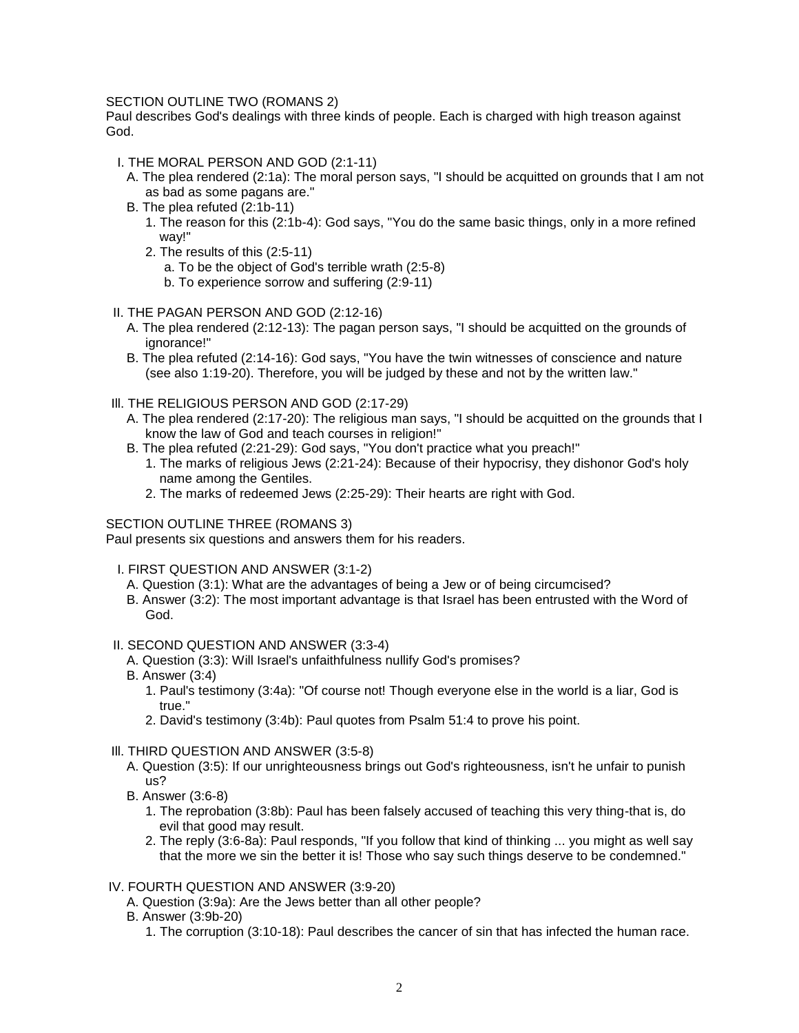SECTION OUTLINE TWO (ROMANS 2)

Paul describes God's dealings with three kinds of people. Each is charged with high treason against God.

- I. THE MORAL PERSON AND GOD (2:1-11)
  - A. The plea rendered (2:1a): The moral person says, "I should be acquitted on grounds that I am not as bad as some pagans are."
  - B. The plea refuted (2:1b-11)
    - 1. The reason for this (2:1b-4): God says, "You do the same basic things, only in a more refined way!"
    - 2. The results of this (2:5-11)
      - a. To be the object of God's terrible wrath (2:5-8)
      - b. To experience sorrow and suffering (2:9-11)

- II. THE PAGAN PERSON AND GOD (2:12-16)
  - A. The plea rendered (2:12-13): The pagan person says, "I should be acquitted on the grounds of ignorance!"
  - B. The plea refuted (2:14-16): God says, "You have the twin witnesses of conscience and nature (see also 1:19-20). Therefore, you will be judged by these and not by the written law."

- III. THE RELIGIOUS PERSON AND GOD (2:17-29)
  - A. The plea rendered (2:17-20): The religious man says, "I should be acquitted on the grounds that I know the law of God and teach courses in religion!"
  - B. The plea refuted (2:21-29): God says, "You don't practice what you preach!"
    - 1. The marks of religious Jews (2:21-24): Because of their hypocrisy, they dishonor God's holy name among the Gentiles.
    - 2. The marks of redeemed Jews (2:25-29): Their hearts are right with God.

SECTION OUTLINE THREE (ROMANS 3)

Paul presents six questions and answers them for his readers.

- I. FIRST QUESTION AND ANSWER (3:1-2)
  - A. Question (3:1): What are the advantages of being a Jew or of being circumcised?
  - B. Answer (3:2): The most important advantage is that Israel has been entrusted with the Word of God.

- II. SECOND QUESTION AND ANSWER (3:3-4)
  - A. Question (3:3): Will Israel's unfaithfulness nullify God's promises?
  - B. Answer (3:4)
    - 1. Paul's testimony (3:4a): "Of course not! Though everyone else in the world is a liar, God is true."
    - 2. David's testimony (3:4b): Paul quotes from Psalm 51:4 to prove his point.

- III. THIRD QUESTION AND ANSWER (3:5-8)
  - A. Question (3:5): If our unrighteousness brings out God's righteousness, isn't he unfair to punish us?
  - B. Answer (3:6-8)
    - 1. The reprobation (3:8b): Paul has been falsely accused of teaching this very thing-that is, do evil that good may result.
    - 2. The reply (3:6-8a): Paul responds, "If you follow that kind of thinking ... you might as well say that the more we sin the better it is! Those who say such things deserve to be condemned."

- IV. FOURTH QUESTION AND ANSWER (3:9-20)
  - A. Question (3:9a): Are the Jews better than all other people?
  - B. Answer (3:9b-20)
    - 1. The corruption (3:10-18): Paul describes the cancer of sin that has infected the human race.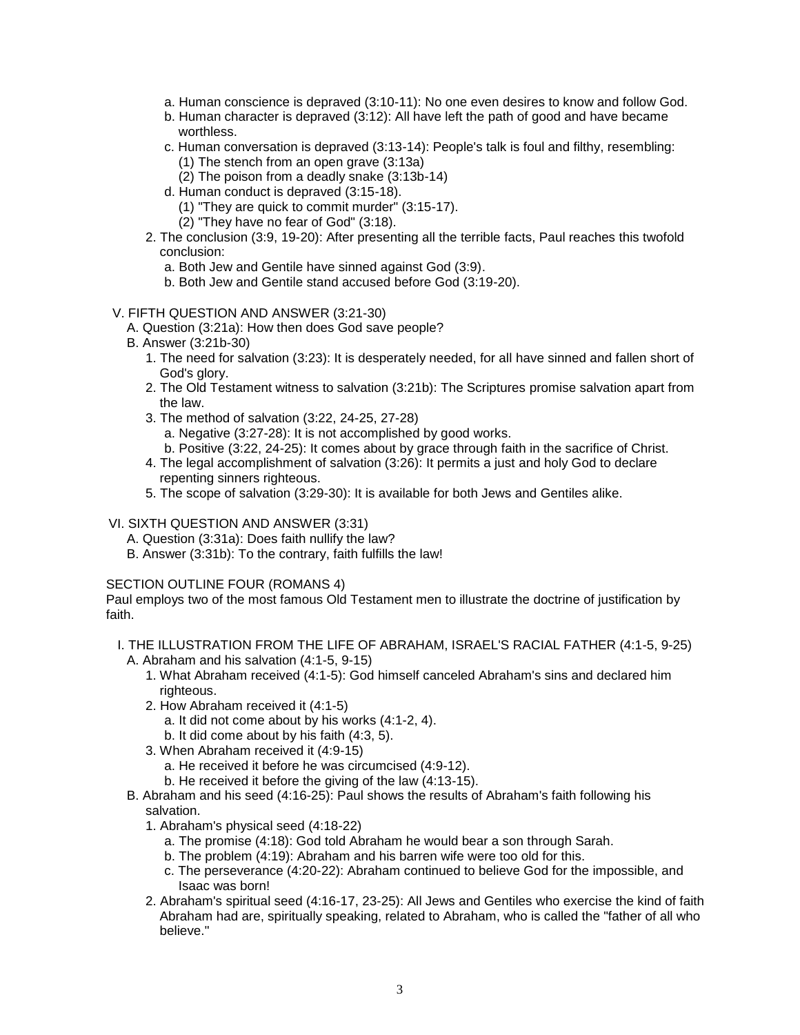- a. Human conscience is depraved (3:10-11): No one even desires to know and follow God.
- b. Human character is depraved (3:12): All have left the path of good and have became worthless.
- c. Human conversation is depraved (3:13-14): People's talk is foul and filthy, resembling:
  - (1) The stench from an open grave (3:13a)
  - (2) The poison from a deadly snake (3:13b-14)
- d. Human conduct is depraved (3:15-18).
  - (1) "They are quick to commit murder" (3:15-17).
  - (2) "They have no fear of God" (3:18).

2. The conclusion (3:9, 19-20): After presenting all the terrible facts, Paul reaches this twofold conclusion:
   - a. Both Jew and Gentile have sinned against God (3:9).
   - b. Both Jew and Gentile stand accused before God (3:19-20).

V. FIFTH QUESTION AND ANSWER (3:21-30)

- A. Question (3:21a): How then does God save people?
- B. Answer (3:21b-30)
  1. The need for salvation (3:23): It is desperately needed, for all have sinned and fallen short of God's glory.
  2. The Old Testament witness to salvation (3:21b): The Scriptures promise salvation apart from the law.
  3. The method of salvation (3:22, 24-25, 27-28)
     - a. Negative (3:27-28): It is not accomplished by good works.
     - b. Positive (3:22, 24-25): It comes about by grace through faith in the sacrifice of Christ.
  4. The legal accomplishment of salvation (3:26): It permits a just and holy God to declare repenting sinners righteous.
  5. The scope of salvation (3:29-30): It is available for both Jews and Gentiles alike.

VI. SIXTH QUESTION AND ANSWER (3:31)

- A. Question (3:31a): Does faith nullify the law?
- B. Answer (3:31b): To the contrary, faith fulfills the law!

SECTION OUTLINE FOUR (ROMANS 4)

Paul employs two of the most famous Old Testament men to illustrate the doctrine of justification by faith.

I. THE ILLUSTRATION FROM THE LIFE OF ABRAHAM, ISRAEL'S RACIAL FATHER (4:1-5, 9-25)

- A. Abraham and his salvation (4:1-5, 9-15)
  1. What Abraham received (4:1-5): God himself canceled Abraham's sins and declared him righteous.
  2. How Abraham received it (4:1-5)
     - a. It did not come about by his works (4:1-2, 4).
     - b. It did come about by his faith (4:3, 5).
  3. When Abraham received it (4:9-15)
     - a. He received it before he was circumcised (4:9-12).
     - b. He received it before the giving of the law (4:13-15).
- B. Abraham and his seed (4:16-25): Paul shows the results of Abraham's faith following his salvation.
  1. Abraham's physical seed (4:18-22)
     - a. The promise (4:18): God told Abraham he would bear a son through Sarah.
     - b. The problem (4:19): Abraham and his barren wife were too old for this.
     - c. The perseverance (4:20-22): Abraham continued to believe God for the impossible, and Isaac was born!
  2. Abraham's spiritual seed (4:16-17, 23-25): All Jews and Gentiles who exercise the kind of faith Abraham had are, spiritually speaking, related to Abraham, who is called the "father of all who believe."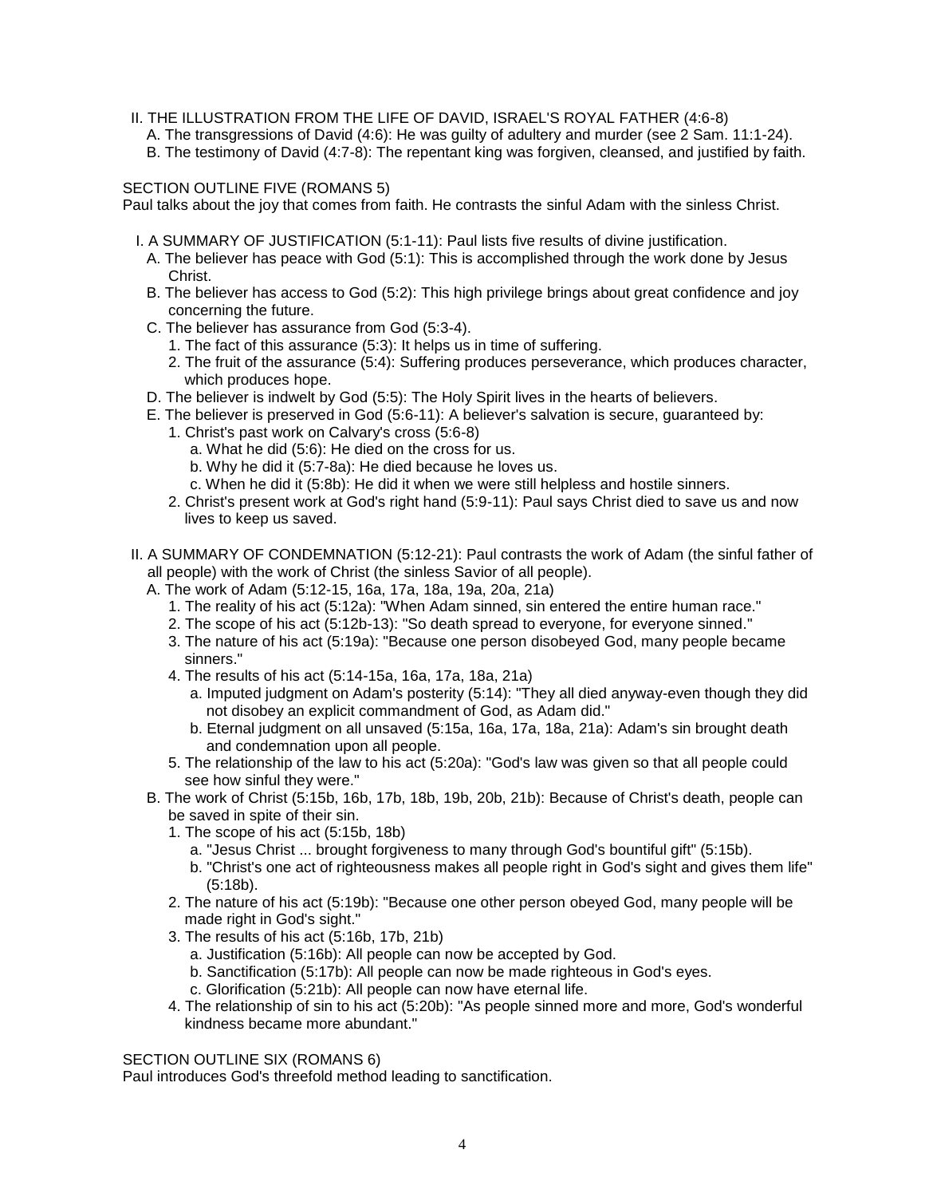II. THE ILLUSTRATION FROM THE LIFE OF DAVID, ISRAEL'S ROYAL FATHER (4:6-8)
   A. The transgressions of David (4:6): He was guilty of adultery and murder (see 2 Sam. 11:1-24).
   B. The testimony of David (4:7-8): The repentant king was forgiven, cleansed, and justified by faith.

SECTION OUTLINE FIVE (ROMANS 5)
Paul talks about the joy that comes from faith. He contrasts the sinful Adam with the sinless Christ.

I. A SUMMARY OF JUSTIFICATION (5:1-11): Paul lists five results of divine justification.
   A. The believer has peace with God (5:1): This is accomplished through the work done by Jesus Christ.
   B. The believer has access to God (5:2): This high privilege brings about great confidence and joy concerning the future.
   C. The believer has assurance from God (5:3-4).
      1. The fact of this assurance (5:3): It helps us in time of suffering.
      2. The fruit of the assurance (5:4): Suffering produces perseverance, which produces character, which produces hope.
   D. The believer is indwelt by God (5:5): The Holy Spirit lives in the hearts of believers.
   E. The believer is preserved in God (5:6-11): A believer's salvation is secure, guaranteed by:
      1. Christ's past work on Calvary's cross (5:6-8)
         a. What he did (5:6): He died on the cross for us.
         b. Why he did it (5:7-8a): He died because he loves us.
         c. When he did it (5:8b): He did it when we were still helpless and hostile sinners.
      2. Christ's present work at God's right hand (5:9-11): Paul says Christ died to save us and now lives to keep us saved.

II. A SUMMARY OF CONDEMNATION (5:12-21): Paul contrasts the work of Adam (the sinful father of all people) with the work of Christ (the sinless Savior of all people).
   A. The work of Adam (5:12-15, 16a, 17a, 18a, 19a, 20a, 21a)
      1. The reality of his act (5:12a): "When Adam sinned, sin entered the entire human race."
      2. The scope of his act (5:12b-13): "So death spread to everyone, for everyone sinned."
      3. The nature of his act (5:19a): "Because one person disobeyed God, many people became sinners."
      4. The results of his act (5:14-15a, 16a, 17a, 18a, 21a)
         a. Imputed judgment on Adam's posterity (5:14): "They all died anyway-even though they did not disobey an explicit commandment of God, as Adam did."
         b. Eternal judgment on all unsaved (5:15a, 16a, 17a, 18a, 21a): Adam's sin brought death and condemnation upon all people.
      5. The relationship of the law to his act (5:20a): "God's law was given so that all people could see how sinful they were."
   B. The work of Christ (5:15b, 16b, 17b, 18b, 19b, 20b, 21b): Because of Christ's death, people can be saved in spite of their sin.
      1. The scope of his act (5:15b, 18b)
         a. "Jesus Christ ... brought forgiveness to many through God's bountiful gift" (5:15b).
         b. "Christ's one act of righteousness makes all people right in God's sight and gives them life" (5:18b).
      2. The nature of his act (5:19b): "Because one other person obeyed God, many people will be made right in God's sight."
      3. The results of his act (5:16b, 17b, 21b)
         a. Justification (5:16b): All people can now be accepted by God.
         b. Sanctification (5:17b): All people can now be made righteous in God's eyes.
         c. Glorification (5:21b): All people can now have eternal life.
      4. The relationship of sin to his act (5:20b): "As people sinned more and more, God's wonderful kindness became more abundant."

SECTION OUTLINE SIX (ROMANS 6)
Paul introduces God's threefold method leading to sanctification.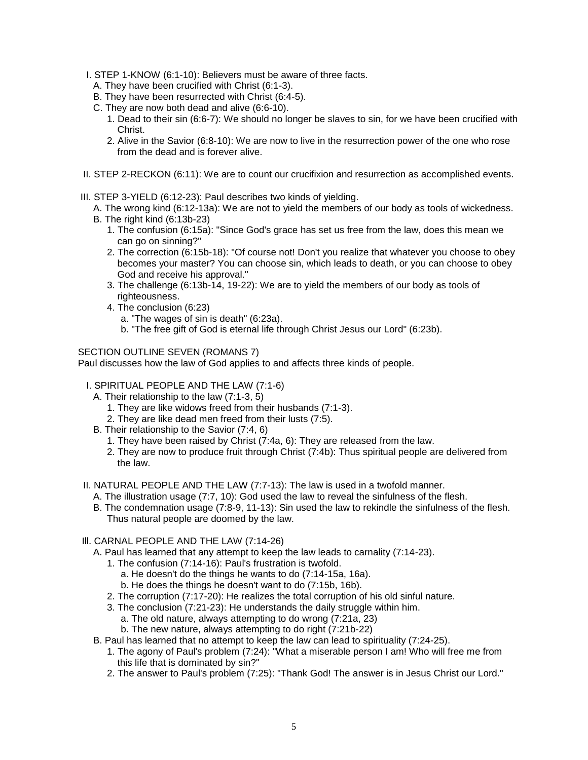I. STEP 1-KNOW (6:1-10): Believers must be aware of three facts.
   A. They have been crucified with Christ (6:1-3).
   B. They have been resurrected with Christ (6:4-5).
   C. They are now both dead and alive (6:6-10).
      1. Dead to their sin (6:6-7): We should no longer be slaves to sin, for we have been crucified with Christ.
      2. Alive in the Savior (6:8-10): We are now to live in the resurrection power of the one who rose from the dead and is forever alive.

II. STEP 2-RECKON (6:11): We are to count our crucifixion and resurrection as accomplished events.

III. STEP 3-YIELD (6:12-23): Paul describes two kinds of yielding.
   A. The wrong kind (6:12-13a): We are not to yield the members of our body as tools of wickedness.
   B. The right kind (6:13b-23)
      1. The confusion (6:15a): "Since God's grace has set us free from the law, does this mean we can go on sinning?"
      2. The correction (6:15b-18): "Of course not! Don't you realize that whatever you choose to obey becomes your master? You can choose sin, which leads to death, or you can choose to obey God and receive his approval."
      3. The challenge (6:13b-14, 19-22): We are to yield the members of our body as tools of righteousness.
      4. The conclusion (6:23)
         a. "The wages of sin is death" (6:23a).
         b. "The free gift of God is eternal life through Christ Jesus our Lord" (6:23b).

SECTION OUTLINE SEVEN (ROMANS 7)

Paul discusses how the law of God applies to and affects three kinds of people.

I. SPIRITUAL PEOPLE AND THE LAW (7:1-6)
   A. Their relationship to the law (7:1-3, 5)
      1. They are like widows freed from their husbands (7:1-3).
      2. They are like dead men freed from their lusts (7:5).
   B. Their relationship to the Savior (7:4, 6)
      1. They have been raised by Christ (7:4a, 6): They are released from the law.
      2. They are now to produce fruit through Christ (7:4b): Thus spiritual people are delivered from the law.

II. NATURAL PEOPLE AND THE LAW (7:7-13): The law is used in a twofold manner.
   A. The illustration usage (7:7, 10): God used the law to reveal the sinfulness of the flesh.
   B. The condemnation usage (7:8-9, 11-13): Sin used the law to rekindle the sinfulness of the flesh. Thus natural people are doomed by the law.

Ill. CARNAL PEOPLE AND THE LAW (7:14-26)
   A. Paul has learned that any attempt to keep the law leads to carnality (7:14-23).
      1. The confusion (7:14-16): Paul's frustration is twofold.
         a. He doesn't do the things he wants to do (7:14-15a, 16a).
         b. He does the things he doesn't want to do (7:15b, 16b).
      2. The corruption (7:17-20): He realizes the total corruption of his old sinful nature.
      3. The conclusion (7:21-23): He understands the daily struggle within him.
         a. The old nature, always attempting to do wrong (7:21a, 23)
         b. The new nature, always attempting to do right (7:21b-22)
   B. Paul has learned that no attempt to keep the law can lead to spirituality (7:24-25).
      1. The agony of Paul's problem (7:24): "What a miserable person I am! Who will free me from this life that is dominated by sin?"
      2. The answer to Paul's problem (7:25): "Thank God! The answer is in Jesus Christ our Lord."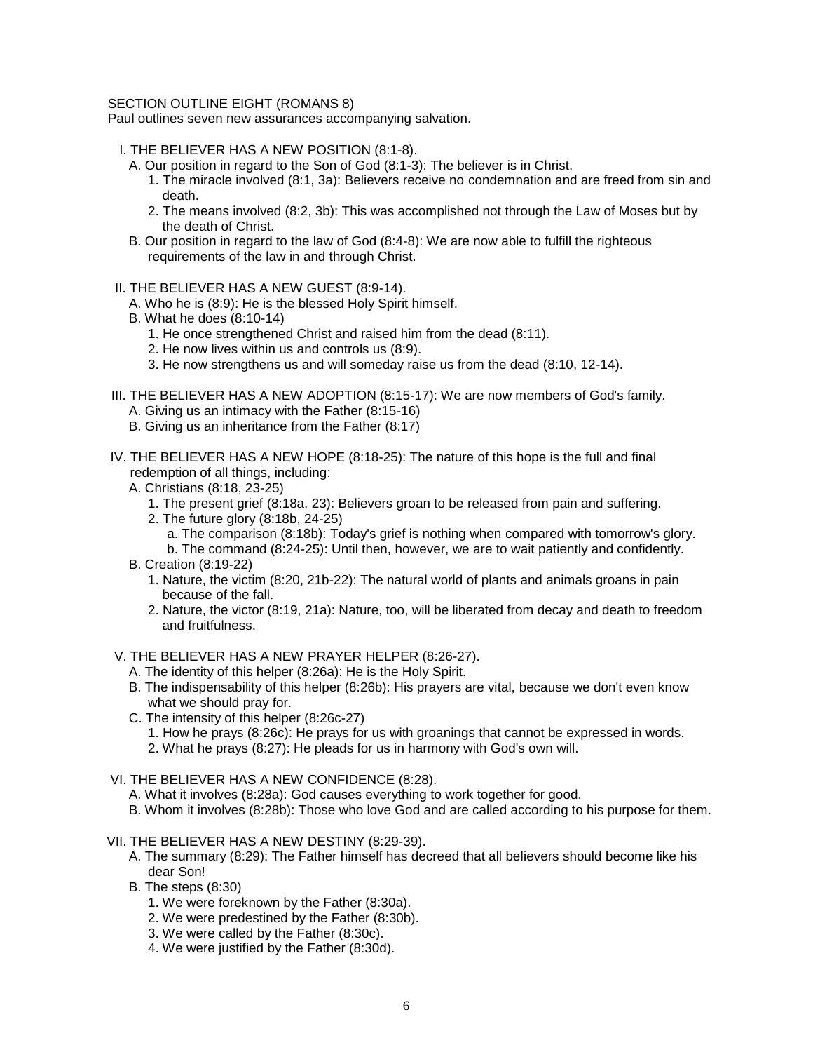SECTION OUTLINE EIGHT (ROMANS 8)

Paul outlines seven new assurances accompanying salvation.

I. THE BELIEVER HAS A NEW POSITION (8:1-8).
   - A. Our position in regard to the Son of God (8:1-3): The believer is in Christ.
     1. The miracle involved (8:1, 3a): Believers receive no condemnation and are freed from sin and death.
     2. The means involved (8:2, 3b): This was accomplished not through the Law of Moses but by the death of Christ.
   - B. Our position in regard to the law of God (8:4-8): We are now able to fulfill the righteous requirements of the law in and through Christ.

II. THE BELIEVER HAS A NEW GUEST (8:9-14).
   - A. Who he is (8:9): He is the blessed Holy Spirit himself.
   - B. What he does (8:10-14)
     1. He once strengthened Christ and raised him from the dead (8:11).
     2. He now lives within us and controls us (8:9).
     3. He now strengthens us and will someday raise us from the dead (8:10, 12-14).

III. THE BELIEVER HAS A NEW ADOPTION (8:15-17): We are now members of God's family.
   - A. Giving us an intimacy with the Father (8:15-16)
   - B. Giving us an inheritance from the Father (8:17)

IV. THE BELIEVER HAS A NEW HOPE (8:18-25): The nature of this hope is the full and final redemption of all things, including:
   - A. Christians (8:18, 23-25)
     1. The present grief (8:18a, 23): Believers groan to be released from pain and suffering.
     2. The future glory (8:18b, 24-25)
        - a. The comparison (8:18b): Today's grief is nothing when compared with tomorrow's glory.
        - b. The command (8:24-25): Until then, however, we are to wait patiently and confidently.
   - B. Creation (8:19-22)
     1. Nature, the victim (8:20, 21b-22): The natural world of plants and animals groans in pain because of the fall.
     2. Nature, the victor (8:19, 21a): Nature, too, will be liberated from decay and death to freedom and fruitfulness.

V. THE BELIEVER HAS A NEW PRAYER HELPER (8:26-27).
   - A. The identity of this helper (8:26a): He is the Holy Spirit.
   - B. The indispensability of this helper (8:26b): His prayers are vital, because we don't even know what we should pray for.
   - C. The intensity of this helper (8:26c-27)
     1. How he prays (8:26c): He prays for us with groanings that cannot be expressed in words.
     2. What he prays (8:27): He pleads for us in harmony with God's own will.

VI. THE BELIEVER HAS A NEW CONFIDENCE (8:28).
   - A. What it involves (8:28a): God causes everything to work together for good.
   - B. Whom it involves (8:28b): Those who love God and are called according to his purpose for them.

VII. THE BELIEVER HAS A NEW DESTINY (8:29-39).
   - A. The summary (8:29): The Father himself has decreed that all believers should become like his dear Son!
   - B. The steps (8:30)
     1. We were foreknown by the Father (8:30a).
     2. We were predestined by the Father (8:30b).
     3. We were called by the Father (8:30c).
     4. We were justified by the Father (8:30d).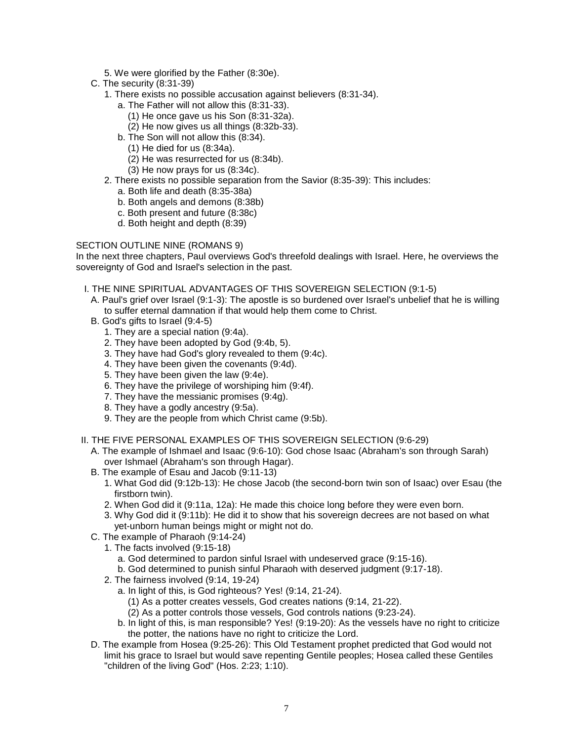5. We were glorified by the Father (8:30e).

C. The security (8:31-39)

1. There exists no possible accusation against believers (8:31-34).
   - a. The Father will not allow this (8:31-33).
     - (1) He once gave us his Son (8:31-32a).
     - (2) He now gives us all things (8:32b-33).
   - b. The Son will not allow this (8:34).
     - (1) He died for us (8:34a).
     - (2) He was resurrected for us (8:34b).
     - (3) He now prays for us (8:34c).
2. There exists no possible separation from the Savior (8:35-39): This includes:
   - a. Both life and death (8:35-38a)
   - b. Both angels and demons (8:38b)
   - c. Both present and future (8:38c)
   - d. Both height and depth (8:39)

## SECTION OUTLINE NINE (ROMANS 9)

In the next three chapters, Paul overviews God's threefold dealings with Israel. Here, he overviews the sovereignty of God and Israel's selection in the past.

### I. THE NINE SPIRITUAL ADVANTAGES OF THIS SOVEREIGN SELECTION (9:1-5)

A. Paul's grief over Israel (9:1-3): The apostle is so burdened over Israel's unbelief that he is willing to suffer eternal damnation if that would help them come to Christ.

B. God's gifts to Israel (9:4-5)

1. They are a special nation (9:4a).
2. They have been adopted by God (9:4b, 5).
3. They have had God's glory revealed to them (9:4c).
4. They have been given the covenants (9:4d).
5. They have been given the law (9:4e).
6. They have the privilege of worshiping him (9:4f).
7. They have the messianic promises (9:4g).
8. They have a godly ancestry (9:5a).
9. They are the people from which Christ came (9:5b).

### II. THE FIVE PERSONAL EXAMPLES OF THIS SOVEREIGN SELECTION (9:6-29)

A. The example of Ishmael and Isaac (9:6-10): God chose Isaac (Abraham's son through Sarah) over Ishmael (Abraham's son through Hagar).

B. The example of Esau and Jacob (9:11-13)

1. What God did (9:12b-13): He chose Jacob (the second-born twin son of Isaac) over Esau (the firstborn twin).
2. When God did it (9:11a, 12a): He made this choice long before they were even born.
3. Why God did it (9:11b): He did it to show that his sovereign decrees are not based on what yet-unborn human beings might or might not do.

C. The example of Pharaoh (9:14-24)

1. The facts involved (9:15-18)
   - a. God determined to pardon sinful Israel with undeserved grace (9:15-16).
   - b. God determined to punish sinful Pharaoh with deserved judgment (9:17-18).
2. The fairness involved (9:14, 19-24)
   - a. In light of this, is God righteous? Yes! (9:14, 21-24).
     - (1) As a potter creates vessels, God creates nations (9:14, 21-22).
     - (2) As a potter controls those vessels, God controls nations (9:23-24).
   - b. In light of this, is man responsible? Yes! (9:19-20): As the vessels have no right to criticize the potter, the nations have no right to criticize the Lord.

D. The example from Hosea (9:25-26): This Old Testament prophet predicted that God would not limit his grace to Israel but would save repenting Gentile peoples; Hosea called these Gentiles "children of the living God" (Hos. 2:23; 1:10).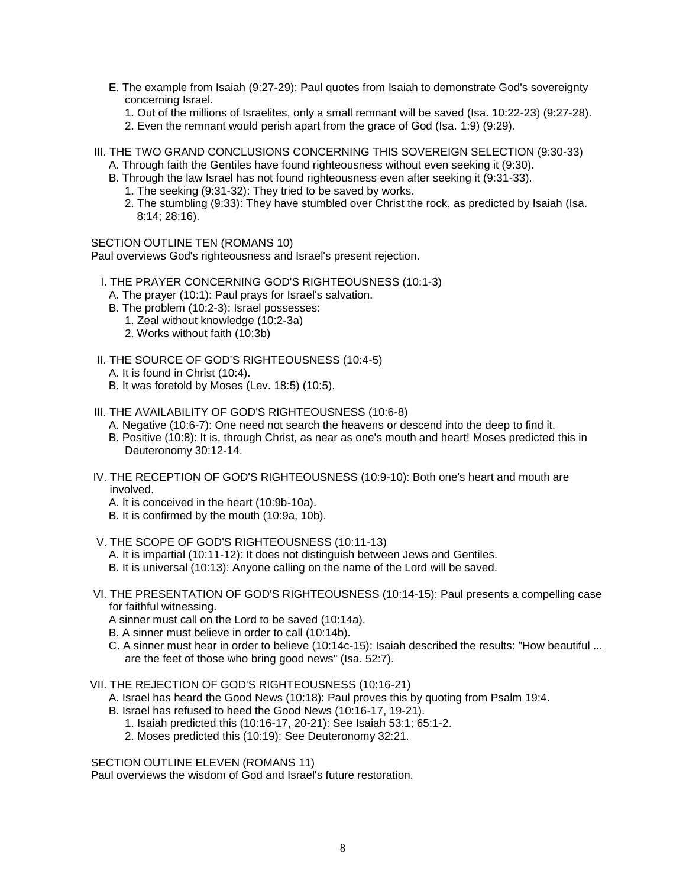E. The example from Isaiah (9:27-29): Paul quotes from Isaiah to demonstrate God's sovereignty concerning Israel.
   1. Out of the millions of Israelites, only a small remnant will be saved (Isa. 10:22-23) (9:27-28).
   2. Even the remnant would perish apart from the grace of God (Isa. 1:9) (9:29).

III. THE TWO GRAND CONCLUSIONS CONCERNING THIS SOVEREIGN SELECTION (9:30-33)
   A. Through faith the Gentiles have found righteousness without even seeking it (9:30).
   B. Through the law Israel has not found righteousness even after seeking it (9:31-33).
      1. The seeking (9:31-32): They tried to be saved by works.
      2. The stumbling (9:33): They have stumbled over Christ the rock, as predicted by Isaiah (Isa. 8:14; 28:16).

SECTION OUTLINE TEN (ROMANS 10)
Paul overviews God's righteousness and Israel's present rejection.

I. THE PRAYER CONCERNING GOD'S RIGHTEOUSNESS (10:1-3)
   A. The prayer (10:1): Paul prays for Israel's salvation.
   B. The problem (10:2-3): Israel possesses:
      1. Zeal without knowledge (10:2-3a)
      2. Works without faith (10:3b)

II. THE SOURCE OF GOD'S RIGHTEOUSNESS (10:4-5)
   A. It is found in Christ (10:4).
   B. It was foretold by Moses (Lev. 18:5) (10:5).

III. THE AVAILABILITY OF GOD'S RIGHTEOUSNESS (10:6-8)
   A. Negative (10:6-7): One need not search the heavens or descend into the deep to find it.
   B. Positive (10:8): It is, through Christ, as near as one's mouth and heart! Moses predicted this in Deuteronomy 30:12-14.

IV. THE RECEPTION OF GOD'S RIGHTEOUSNESS (10:9-10): Both one's heart and mouth are involved.
   A. It is conceived in the heart (10:9b-10a).
   B. It is confirmed by the mouth (10:9a, 10b).

V. THE SCOPE OF GOD'S RIGHTEOUSNESS (10:11-13)
   A. It is impartial (10:11-12): It does not distinguish between Jews and Gentiles.
   B. It is universal (10:13): Anyone calling on the name of the Lord will be saved.

VI. THE PRESENTATION OF GOD'S RIGHTEOUSNESS (10:14-15): Paul presents a compelling case for faithful witnessing.
   A sinner must call on the Lord to be saved (10:14a).
   B. A sinner must believe in order to call (10:14b).
   C. A sinner must hear in order to believe (10:14c-15): Isaiah described the results: "How beautiful ... are the feet of those who bring good news" (Isa. 52:7).

VII. THE REJECTION OF GOD'S RIGHTEOUSNESS (10:16-21)
   A. Israel has heard the Good News (10:18): Paul proves this by quoting from Psalm 19:4.
   B. Israel has refused to heed the Good News (10:16-17, 19-21).
      1. Isaiah predicted this (10:16-17, 20-21): See Isaiah 53:1; 65:1-2.
      2. Moses predicted this (10:19): See Deuteronomy 32:21.

SECTION OUTLINE ELEVEN (ROMANS 11)
Paul overviews the wisdom of God and Israel's future restoration.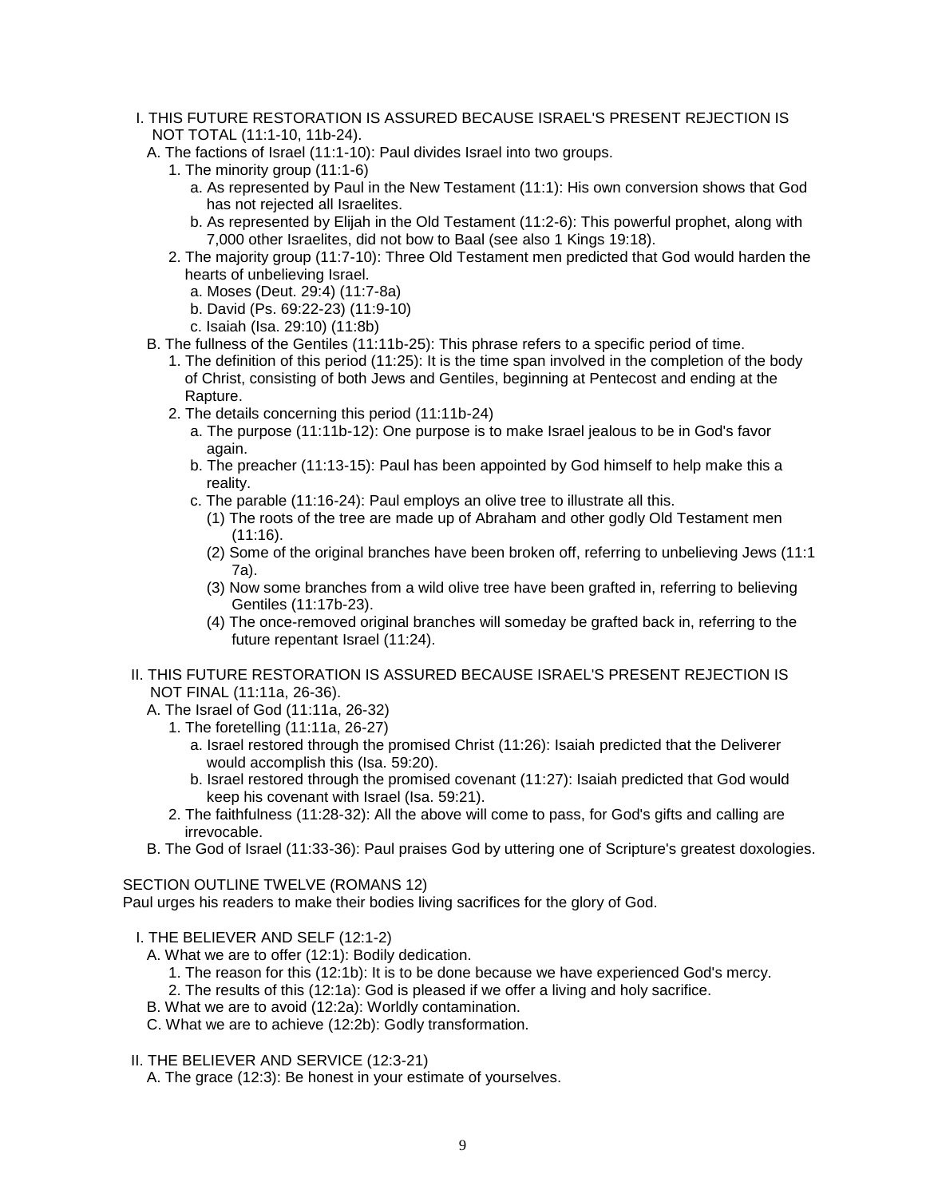I. THIS FUTURE RESTORATION IS ASSURED BECAUSE ISRAEL'S PRESENT REJECTION IS NOT TOTAL (11:1-10, 11b-24).

A. The factions of Israel (11:1-10): Paul divides Israel into two groups.

1. The minority group (11:1-6)

a. As represented by Paul in the New Testament (11:1): His own conversion shows that God has not rejected all Israelites.

b. As represented by Elijah in the Old Testament (11:2-6): This powerful prophet, along with 7,000 other Israelites, did not bow to Baal (see also 1 Kings 19:18).

2. The majority group (11:7-10): Three Old Testament men predicted that God would harden the hearts of unbelieving Israel.

a. Moses (Deut. 29:4) (11:7-8a)

b. David (Ps. 69:22-23) (11:9-10)

c. Isaiah (Isa. 29:10) (11:8b)

B. The fullness of the Gentiles (11:11b-25): This phrase refers to a specific period of time.

1. The definition of this period (11:25): It is the time span involved in the completion of the body of Christ, consisting of both Jews and Gentiles, beginning at Pentecost and ending at the Rapture.

2. The details concerning this period (11:11b-24)

a. The purpose (11:11b-12): One purpose is to make Israel jealous to be in God's favor again.

b. The preacher (11:13-15): Paul has been appointed by God himself to help make this a reality.

c. The parable (11:16-24): Paul employs an olive tree to illustrate all this.

(1) The roots of the tree are made up of Abraham and other godly Old Testament men (11:16).

(2) Some of the original branches have been broken off, referring to unbelieving Jews (11:17a).

(3) Now some branches from a wild olive tree have been grafted in, referring to believing Gentiles (11:17b-23).

(4) The once-removed original branches will someday be grafted back in, referring to the future repentant Israel (11:24).

II. THIS FUTURE RESTORATION IS ASSURED BECAUSE ISRAEL'S PRESENT REJECTION IS NOT FINAL (11:11a, 26-36).

A. The Israel of God (11:11a, 26-32)

1. The foretelling (11:11a, 26-27)

a. Israel restored through the promised Christ (11:26): Isaiah predicted that the Deliverer would accomplish this (Isa. 59:20).

b. Israel restored through the promised covenant (11:27): Isaiah predicted that God would keep his covenant with Israel (Isa. 59:21).

2. The faithfulness (11:28-32): All the above will come to pass, for God's gifts and calling are irrevocable.

B. The God of Israel (11:33-36): Paul praises God by uttering one of Scripture's greatest doxologies.

SECTION OUTLINE TWELVE (ROMANS 12)

Paul urges his readers to make their bodies living sacrifices for the glory of God.

I. THE BELIEVER AND SELF (12:1-2)

A. What we are to offer (12:1): Bodily dedication.

1. The reason for this (12:1b): It is to be done because we have experienced God's mercy.

2. The results of this (12:1a): God is pleased if we offer a living and holy sacrifice.

B. What we are to avoid (12:2a): Worldly contamination.

C. What we are to achieve (12:2b): Godly transformation.

II. THE BELIEVER AND SERVICE (12:3-21)

A. The grace (12:3): Be honest in your estimate of yourselves.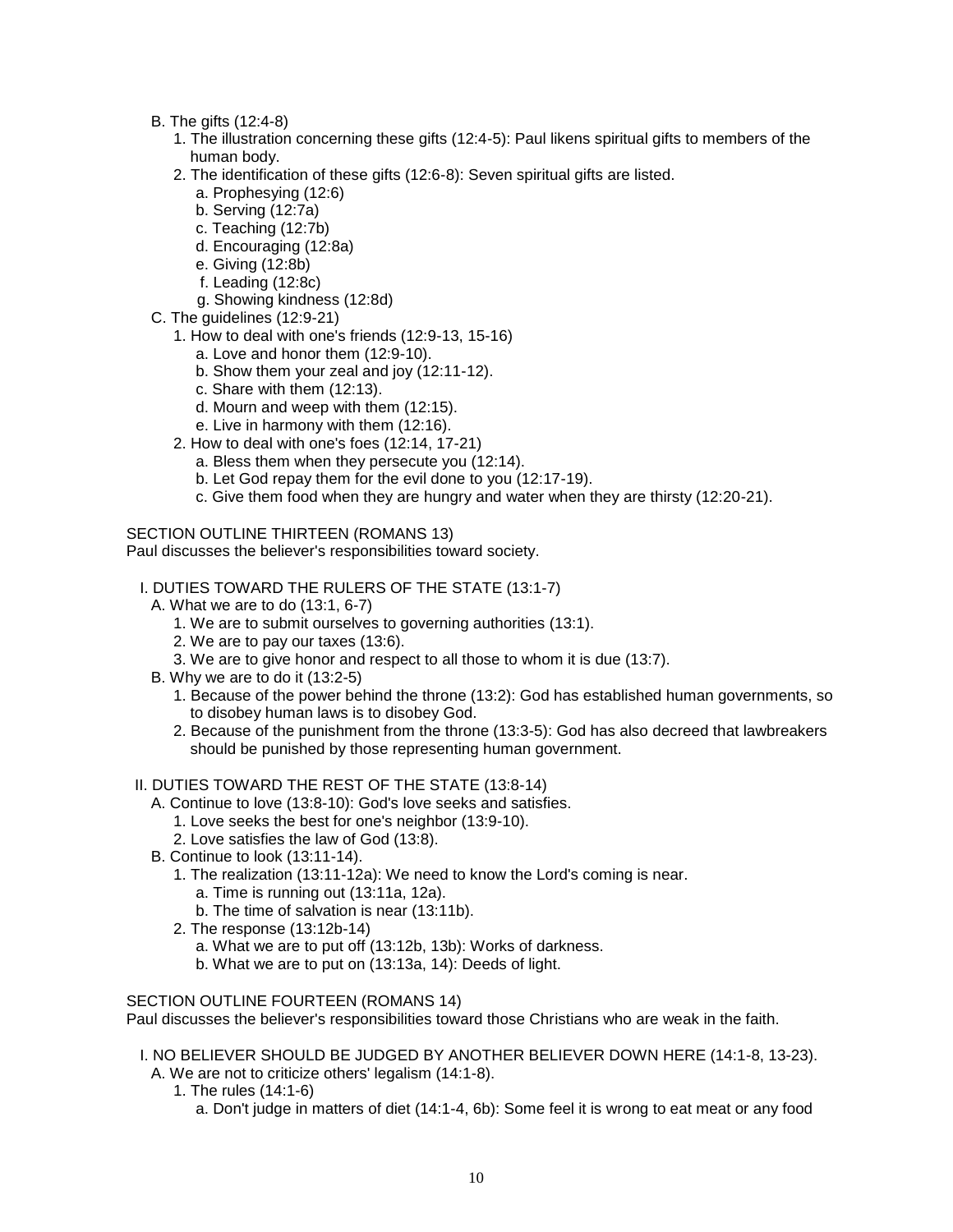- B. The gifts (12:4-8)
  1. The illustration concerning these gifts (12:4-5): Paul likens spiritual gifts to members of the human body.
  2. The identification of these gifts (12:6-8): Seven spiritual gifts are listed.
     - a. Prophesying (12:6)
     - b. Serving (12:7a)
     - c. Teaching (12:7b)
     - d. Encouraging (12:8a)
     - e. Giving (12:8b)
     - f. Leading (12:8c)
     - g. Showing kindness (12:8d)
- C. The guidelines (12:9-21)
  1. How to deal with one's friends (12:9-13, 15-16)
     - a. Love and honor them (12:9-10).
     - b. Show them your zeal and joy (12:11-12).
     - c. Share with them (12:13).
     - d. Mourn and weep with them (12:15).
     - e. Live in harmony with them (12:16).
  2. How to deal with one's foes (12:14, 17-21)
     - a. Bless them when they persecute you (12:14).
     - b. Let God repay them for the evil done to you (12:17-19).
     - c. Give them food when they are hungry and water when they are thirsty (12:20-21).

SECTION OUTLINE THIRTEEN (ROMANS 13)
Paul discusses the believer's responsibilities toward society.

I. DUTIES TOWARD THE RULERS OF THE STATE (13:1-7)
- A. What we are to do (13:1, 6-7)
  1. We are to submit ourselves to governing authorities (13:1).
  2. We are to pay our taxes (13:6).
  3. We are to give honor and respect to all those to whom it is due (13:7).
- B. Why we are to do it (13:2-5)
  1. Because of the power behind the throne (13:2): God has established human governments, so to disobey human laws is to disobey God.
  2. Because of the punishment from the throne (13:3-5): God has also decreed that lawbreakers should be punished by those representing human government.

II. DUTIES TOWARD THE REST OF THE STATE (13:8-14)
- A. Continue to love (13:8-10): God's love seeks and satisfies.
  1. Love seeks the best for one's neighbor (13:9-10).
  2. Love satisfies the law of God (13:8).
- B. Continue to look (13:11-14).
  1. The realization (13:11-12a): We need to know the Lord's coming is near.
     - a. Time is running out (13:11a, 12a).
     - b. The time of salvation is near (13:11b).
  2. The response (13:12b-14)
     - a. What we are to put off (13:12b, 13b): Works of darkness.
     - b. What we are to put on (13:13a, 14): Deeds of light.

SECTION OUTLINE FOURTEEN (ROMANS 14)
Paul discusses the believer's responsibilities toward those Christians who are weak in the faith.

I. NO BELIEVER SHOULD BE JUDGED BY ANOTHER BELIEVER DOWN HERE (14:1-8, 13-23).
- A. We are not to criticize others' legalism (14:1-8).
  1. The rules (14:1-6)
     - a. Don't judge in matters of diet (14:1-4, 6b): Some feel it is wrong to eat meat or any food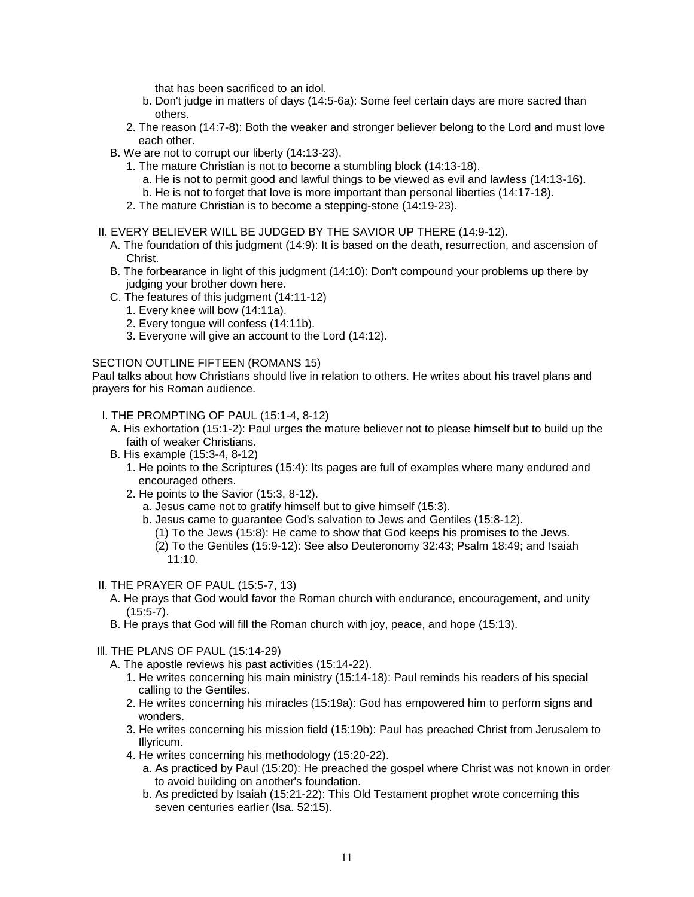that has been sacrificed to an idol.

- b. Don't judge in matters of days (14:5-6a): Some feel certain days are more sacred than others.
- 2. The reason (14:7-8): Both the weaker and stronger believer belong to the Lord and must love each other.
- B. We are not to corrupt our liberty (14:13-23).
  - 1. The mature Christian is not to become a stumbling block (14:13-18).
    - a. He is not to permit good and lawful things to be viewed as evil and lawless (14:13-16).
    - b. He is not to forget that love is more important than personal liberties (14:17-18).
  - 2. The mature Christian is to become a stepping-stone (14:19-23).

II. EVERY BELIEVER WILL BE JUDGED BY THE SAVIOR UP THERE (14:9-12).

- A. The foundation of this judgment (14:9): It is based on the death, resurrection, and ascension of Christ.
- B. The forbearance in light of this judgment (14:10): Don't compound your problems up there by judging your brother down here.
- C. The features of this judgment (14:11-12)
  - 1. Every knee will bow (14:11a).
  - 2. Every tongue will confess (14:11b).
  - 3. Everyone will give an account to the Lord (14:12).

SECTION OUTLINE FIFTEEN (ROMANS 15)

Paul talks about how Christians should live in relation to others. He writes about his travel plans and prayers for his Roman audience.

I. THE PROMPTING OF PAUL (15:1-4, 8-12)

- A. His exhortation (15:1-2): Paul urges the mature believer not to please himself but to build up the faith of weaker Christians.
- B. His example (15:3-4, 8-12)
  - 1. He points to the Scriptures (15:4): Its pages are full of examples where many endured and encouraged others.
  - 2. He points to the Savior (15:3, 8-12).
    - a. Jesus came not to gratify himself but to give himself (15:3).
    - b. Jesus came to guarantee God's salvation to Jews and Gentiles (15:8-12).
      - (1) To the Jews (15:8): He came to show that God keeps his promises to the Jews.
      - (2) To the Gentiles (15:9-12): See also Deuteronomy 32:43; Psalm 18:49; and Isaiah 11:10.

II. THE PRAYER OF PAUL (15:5-7, 13)

- A. He prays that God would favor the Roman church with endurance, encouragement, and unity (15:5-7).
- B. He prays that God will fill the Roman church with joy, peace, and hope (15:13).

III. THE PLANS OF PAUL (15:14-29)

- A. The apostle reviews his past activities (15:14-22).
  - 1. He writes concerning his main ministry (15:14-18): Paul reminds his readers of his special calling to the Gentiles.
  - 2. He writes concerning his miracles (15:19a): God has empowered him to perform signs and wonders.
  - 3. He writes concerning his mission field (15:19b): Paul has preached Christ from Jerusalem to Illyricum.
  - 4. He writes concerning his methodology (15:20-22).
    - a. As practiced by Paul (15:20): He preached the gospel where Christ was not known in order to avoid building on another's foundation.
    - b. As predicted by Isaiah (15:21-22): This Old Testament prophet wrote concerning this seven centuries earlier (Isa. 52:15).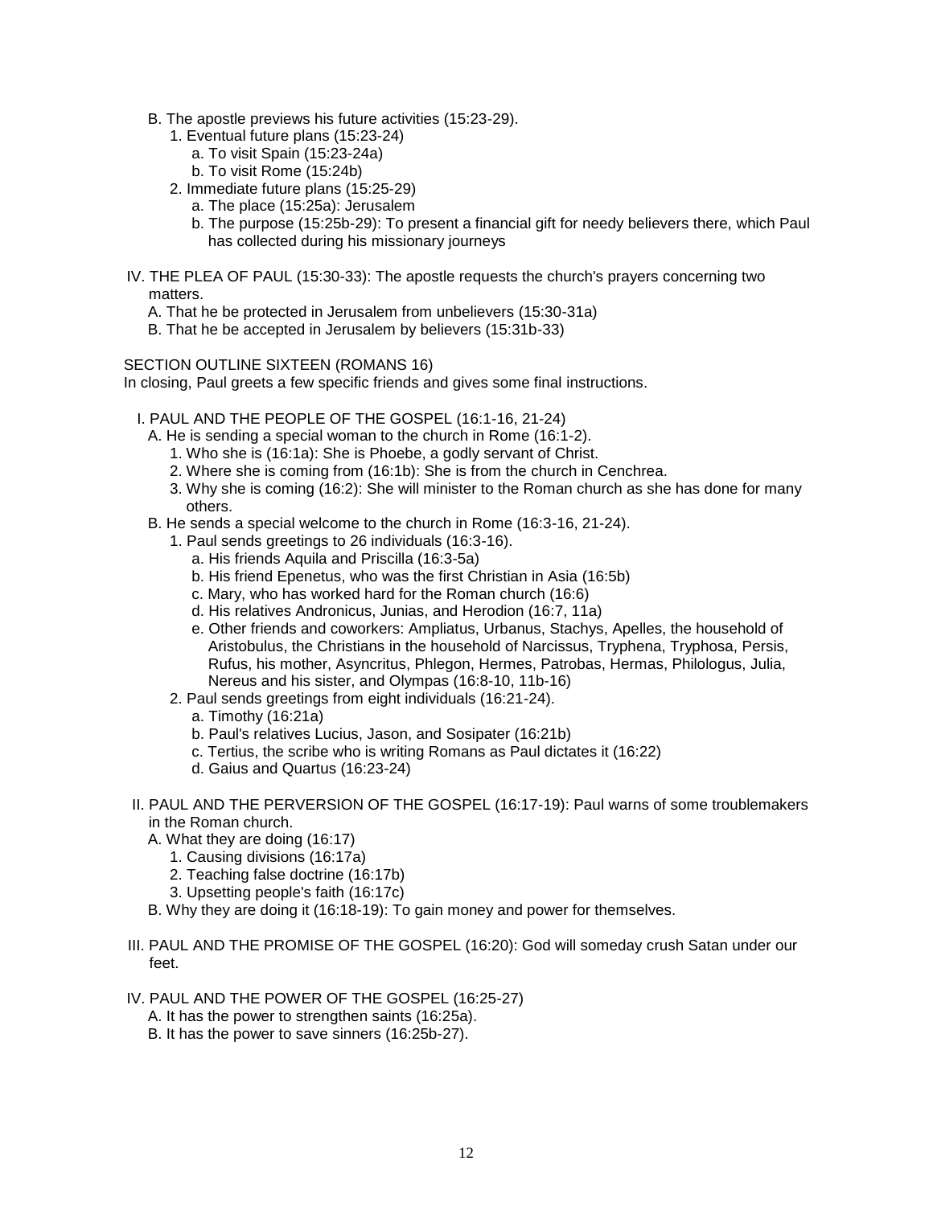B. The apostle previews his future activities (15:23-29).
   1. Eventual future plans (15:23-24)
      a. To visit Spain (15:23-24a)
      b. To visit Rome (15:24b)
   2. Immediate future plans (15:25-29)
      a. The place (15:25a): Jerusalem
      b. The purpose (15:25b-29): To present a financial gift for needy believers there, which Paul has collected during his missionary journeys

IV. THE PLEA OF PAUL (15:30-33): The apostle requests the church's prayers concerning two matters.
   A. That he be protected in Jerusalem from unbelievers (15:30-31a)
   B. That he be accepted in Jerusalem by believers (15:31b-33)

SECTION OUTLINE SIXTEEN (ROMANS 16)

In closing, Paul greets a few specific friends and gives some final instructions.

I. PAUL AND THE PEOPLE OF THE GOSPEL (16:1-16, 21-24)
   A. He is sending a special woman to the church in Rome (16:1-2).
      1. Who she is (16:1a): She is Phoebe, a godly servant of Christ.
      2. Where she is coming from (16:1b): She is from the church in Cenchrea.
      3. Why she is coming (16:2): She will minister to the Roman church as she has done for many others.
   B. He sends a special welcome to the church in Rome (16:3-16, 21-24).
      1. Paul sends greetings to 26 individuals (16:3-16).
         a. His friends Aquila and Priscilla (16:3-5a)
         b. His friend Epenetus, who was the first Christian in Asia (16:5b)
         c. Mary, who has worked hard for the Roman church (16:6)
         d. His relatives Andronicus, Junias, and Herodion (16:7, 11a)
         e. Other friends and coworkers: Ampliatus, Urbanus, Stachys, Apelles, the household of Aristobulus, the Christians in the household of Narcissus, Tryphena, Tryphosa, Persis, Rufus, his mother, Asyncritus, Phlegon, Hermes, Patrobas, Hermas, Philologus, Julia, Nereus and his sister, and Olympas (16:8-10, 11b-16)
      2. Paul sends greetings from eight individuals (16:21-24).
         a. Timothy (16:21a)
         b. Paul's relatives Lucius, Jason, and Sosipater (16:21b)
         c. Tertius, the scribe who is writing Romans as Paul dictates it (16:22)
         d. Gaius and Quartus (16:23-24)

II. PAUL AND THE PERVERSION OF THE GOSPEL (16:17-19): Paul warns of some troublemakers in the Roman church.
   A. What they are doing (16:17)
      1. Causing divisions (16:17a)
      2. Teaching false doctrine (16:17b)
      3. Upsetting people's faith (16:17c)
   B. Why they are doing it (16:18-19): To gain money and power for themselves.

III. PAUL AND THE PROMISE OF THE GOSPEL (16:20): God will someday crush Satan under our feet.

IV. PAUL AND THE POWER OF THE GOSPEL (16:25-27)
   A. It has the power to strengthen saints (16:25a).
   B. It has the power to save sinners (16:25b-27).